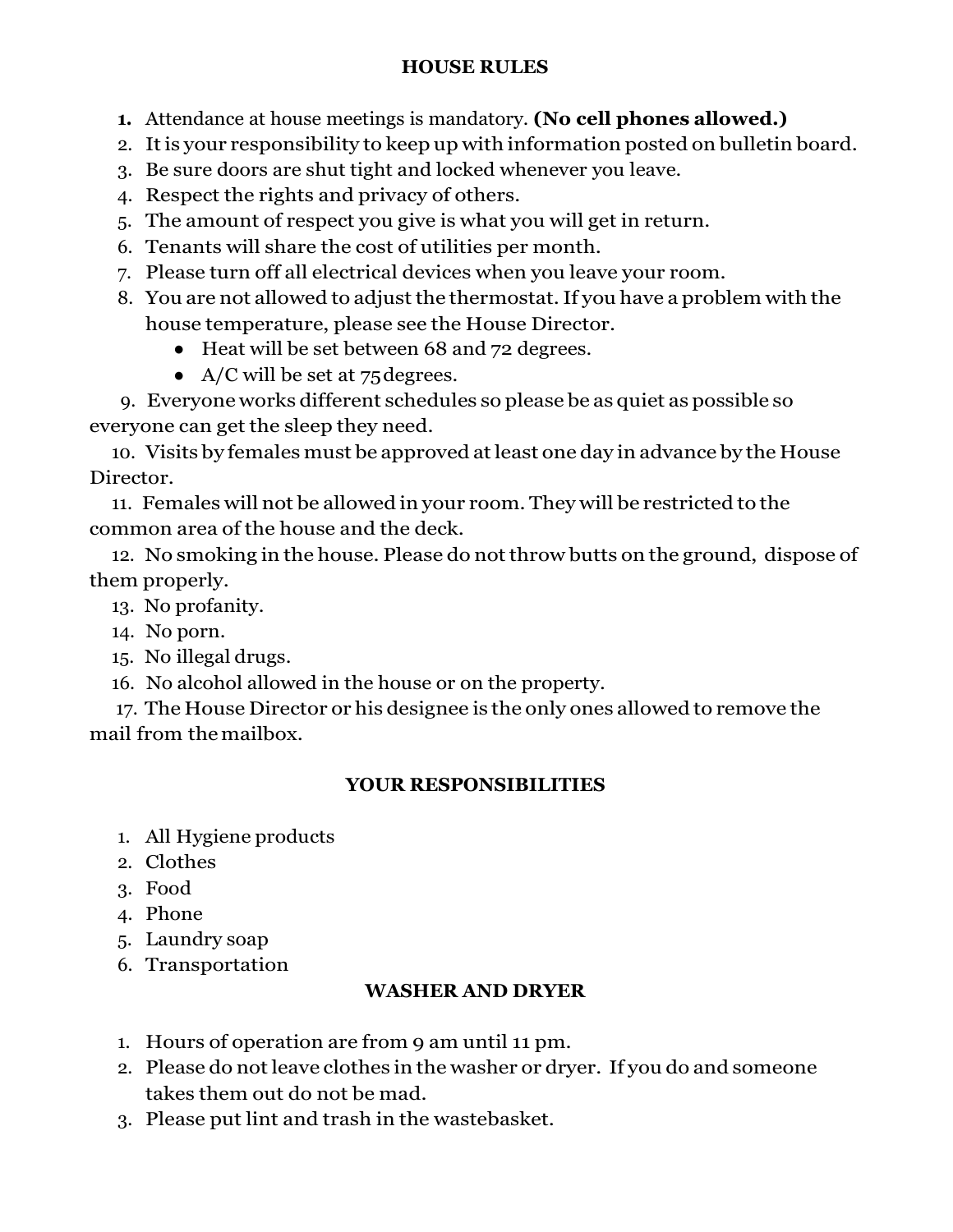## HOUSE RULES

1. Attendance at house meetings is mandatory. **(No cell phones allowed.)**
2. It is your responsibility to keep up with information posted on bulletin board.
3. Be sure doors are shut tight and locked whenever you leave.
4. Respect the rights and privacy of others.
5. The amount of respect you give is what you will get in return.
6. Tenants will share the cost of utilities per month.
7. Please turn off all electrical devices when you leave your room.
8. You are not allowed to adjust the thermostat. If you have a problem with the house temperature, please see the House Director.
   - Heat will be set between 68 and 72 degrees.
   - A/C will be set at 75 degrees.
9. Everyone works different schedules so please be as quiet as possible so everyone can get the sleep they need.
10. Visits by females must be approved at least one day in advance by the House Director.
11. Females will not be allowed in your room. They will be restricted to the common area of the house and the deck.
12. No smoking in the house. Please do not throw butts on the ground, dispose of them properly.
13. No profanity.
14. No porn.
15. No illegal drugs.
16. No alcohol allowed in the house or on the property.
17. The House Director or his designee is the only ones allowed to remove the mail from the mailbox.

## YOUR RESPONSIBILITIES

1. All Hygiene products
2. Clothes
3. Food
4. Phone
5. Laundry soap
6. Transportation

## WASHER AND DRYER

1. Hours of operation are from 9 am until 11 pm.
2. Please do not leave clothes in the washer or dryer. If you do and someone takes them out do not be mad.
3. Please put lint and trash in the wastebasket.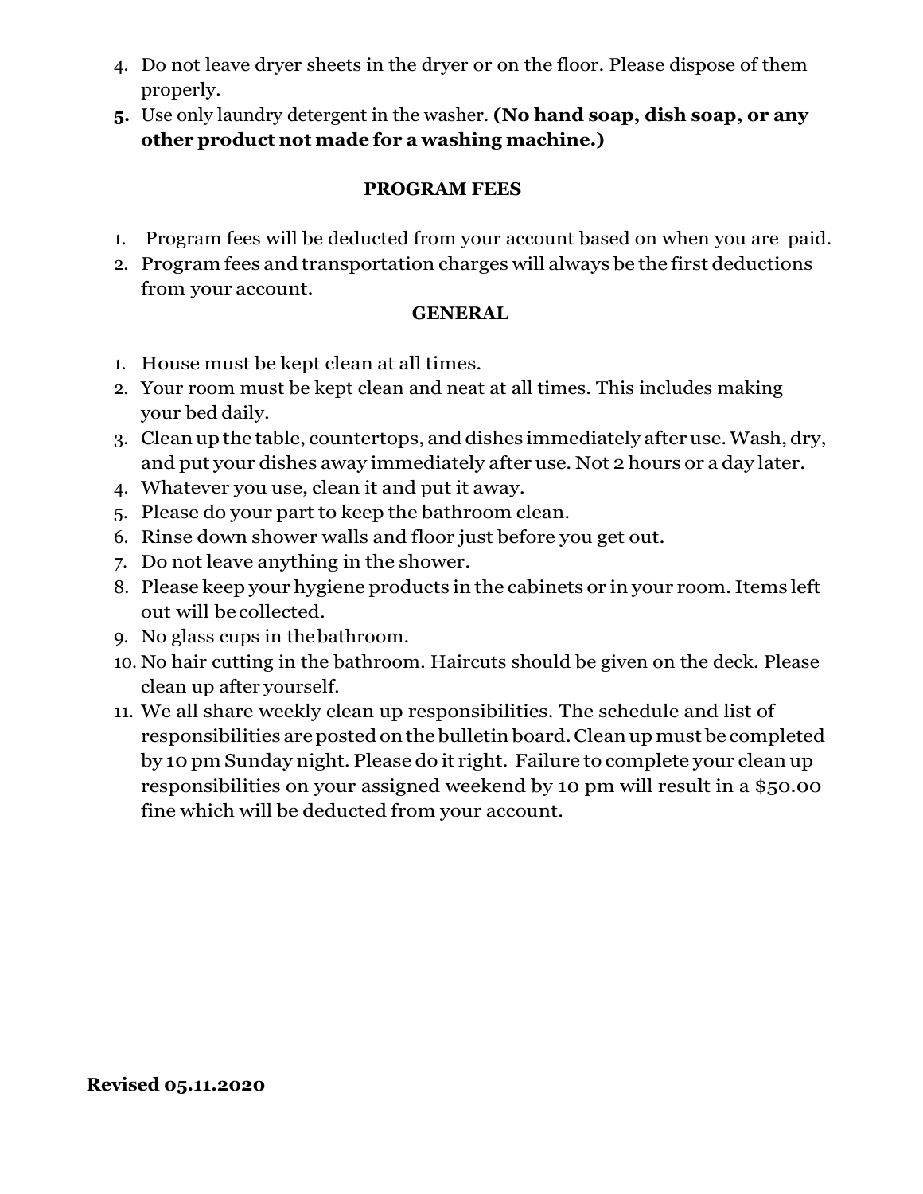4. Do not leave dryer sheets in the dryer or on the floor. Please dispose of them properly.
5. Use only laundry detergent in the washer. **(No hand soap, dish soap, or any other product not made for a washing machine.)**

**PROGRAM FEES**

1. Program fees will be deducted from your account based on when you are paid.
2. Program fees and transportation charges will always be the first deductions from your account.

**GENERAL**

1. House must be kept clean at all times.
2. Your room must be kept clean and neat at all times. This includes making your bed daily.
3. Clean up the table, countertops, and dishes immediately after use. Wash, dry, and put your dishes away immediately after use. Not 2 hours or a day later.
4. Whatever you use, clean it and put it away.
5. Please do your part to keep the bathroom clean.
6. Rinse down shower walls and floor just before you get out.
7. Do not leave anything in the shower.
8. Please keep your hygiene products in the cabinets or in your room. Items left out will be collected.
9. No glass cups in the bathroom.
10. No hair cutting in the bathroom. Haircuts should be given on the deck. Please clean up after yourself.
11. We all share weekly clean up responsibilities. The schedule and list of responsibilities are posted on the bulletin board. Clean up must be completed by 10 pm Sunday night. Please do it right. Failure to complete your clean up responsibilities on your assigned weekend by 10 pm will result in a $50.00 fine which will be deducted from your account.

**Revised 05.11.2020**